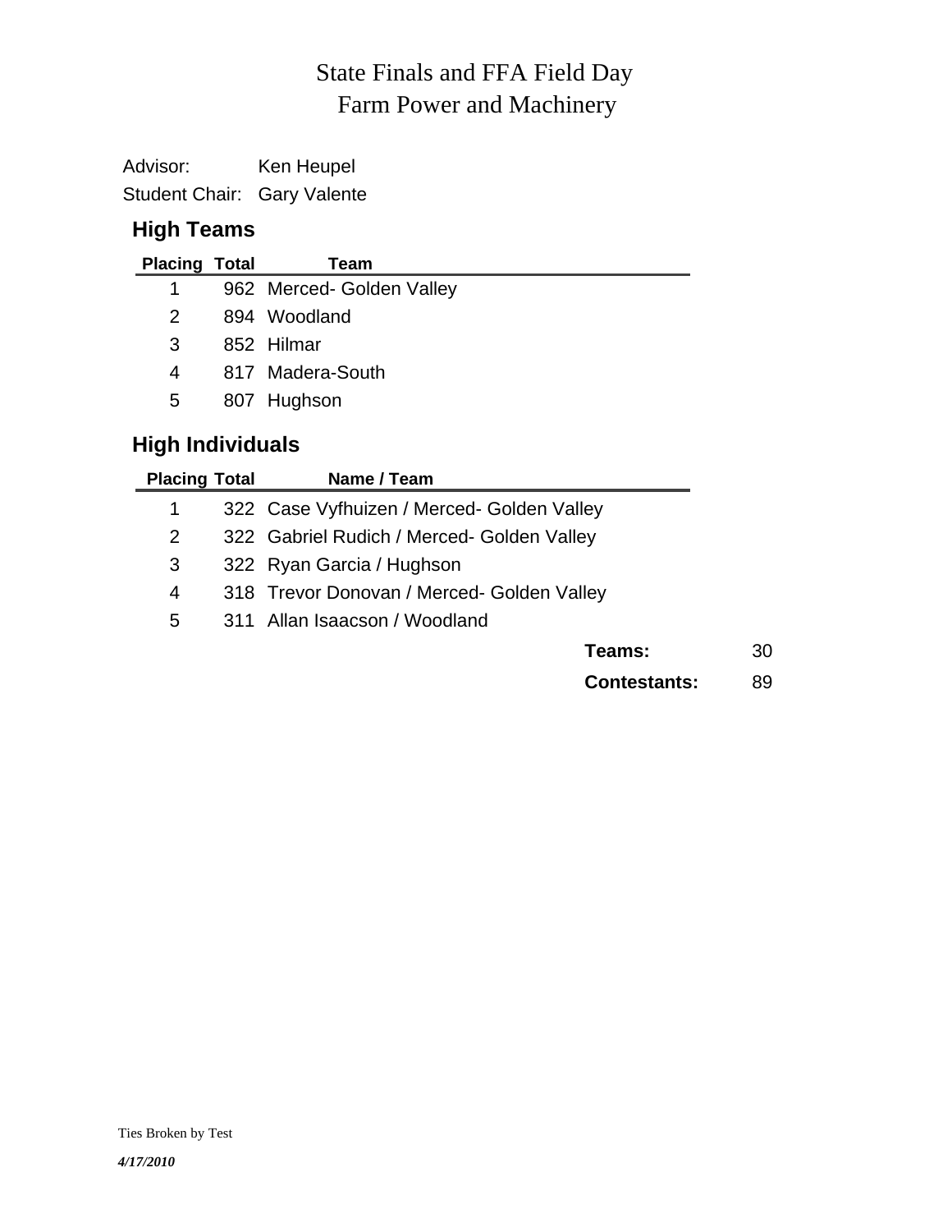# State Finals and FFA Field Day
## Farm Power and Machinery

Advisor: Ken Heupel
Student Chair: Gary Valente

### High Teams

| Placing | Total | Team |
|---|---|---|
| 1 | 962 | Merced- Golden Valley |
| 2 | 894 | Woodland |
| 3 | 852 | Hilmar |
| 4 | 817 | Madera-South |
| 5 | 807 | Hughson |

### High Individuals

| Placing | Total | Name / Team |
|---|---|---|
| 1 | 322 | Case Vyfhuizen / Merced- Golden Valley |
| 2 | 322 | Gabriel Rudich / Merced- Golden Valley |
| 3 | 322 | Ryan Garcia / Hughson |
| 4 | 318 | Trevor Donovan / Merced- Golden Valley |
| 5 | 311 | Allan Isaacson / Woodland |

**Teams:** 30

**Contestants:** 89

Ties Broken by Test

*4/17/2010*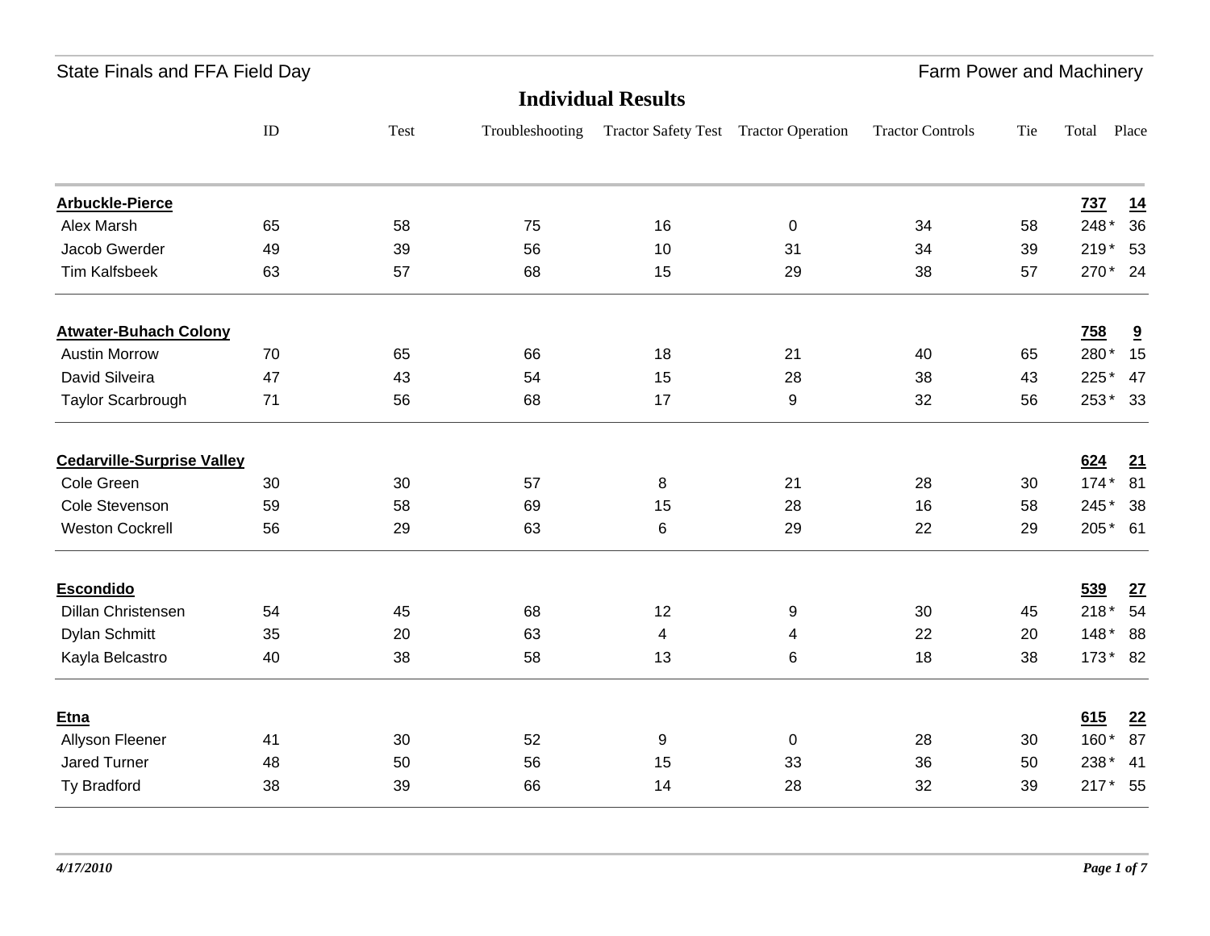State Finals and FFA Field Day

Farm Power and Machinery

## Individual Results

| | ID | Test | Troubleshooting | Tractor Safety Test | Tractor Operation | Tractor Controls | Tie | Total | Place |
|---|---|---|---|---|---|---|---|---|---|
| **Arbuckle-Pierce** | | | | | | | | **737** | **14** |
| Alex Marsh | 65 | 58 | 75 | 16 | 0 | 34 | 58 | 248 * | 36 |
| Jacob Gwerder | 49 | 39 | 56 | 10 | 31 | 34 | 39 | 219 * | 53 |
| Tim Kalfsbeek | 63 | 57 | 68 | 15 | 29 | 38 | 57 | 270 * | 24 |
| **Atwater-Buhach Colony** | | | | | | | | **758** | **9** |
| Austin Morrow | 70 | 65 | 66 | 18 | 21 | 40 | 65 | 280 * | 15 |
| David Silveira | 47 | 43 | 54 | 15 | 28 | 38 | 43 | 225 * | 47 |
| Taylor Scarbrough | 71 | 56 | 68 | 17 | 9 | 32 | 56 | 253 * | 33 |
| **Cedarville-Surprise Valley** | | | | | | | | **624** | **21** |
| Cole Green | 30 | 30 | 57 | 8 | 21 | 28 | 30 | 174 * | 81 |
| Cole Stevenson | 59 | 58 | 69 | 15 | 28 | 16 | 58 | 245 * | 38 |
| Weston Cockrell | 56 | 29 | 63 | 6 | 29 | 22 | 29 | 205 * | 61 |
| **Escondido** | | | | | | | | **539** | **27** |
| Dillan Christensen | 54 | 45 | 68 | 12 | 9 | 30 | 45 | 218 * | 54 |
| Dylan Schmitt | 35 | 20 | 63 | 4 | 4 | 22 | 20 | 148 * | 88 |
| Kayla Belcastro | 40 | 38 | 58 | 13 | 6 | 18 | 38 | 173 * | 82 |
| **Etna** | | | | | | | | **615** | **22** |
| Allyson Fleener | 41 | 30 | 52 | 9 | 0 | 28 | 30 | 160 * | 87 |
| Jared Turner | 48 | 50 | 56 | 15 | 33 | 36 | 50 | 238 * | 41 |
| Ty Bradford | 38 | 39 | 66 | 14 | 28 | 32 | 39 | 217 * | 55 |

*4/17/2010*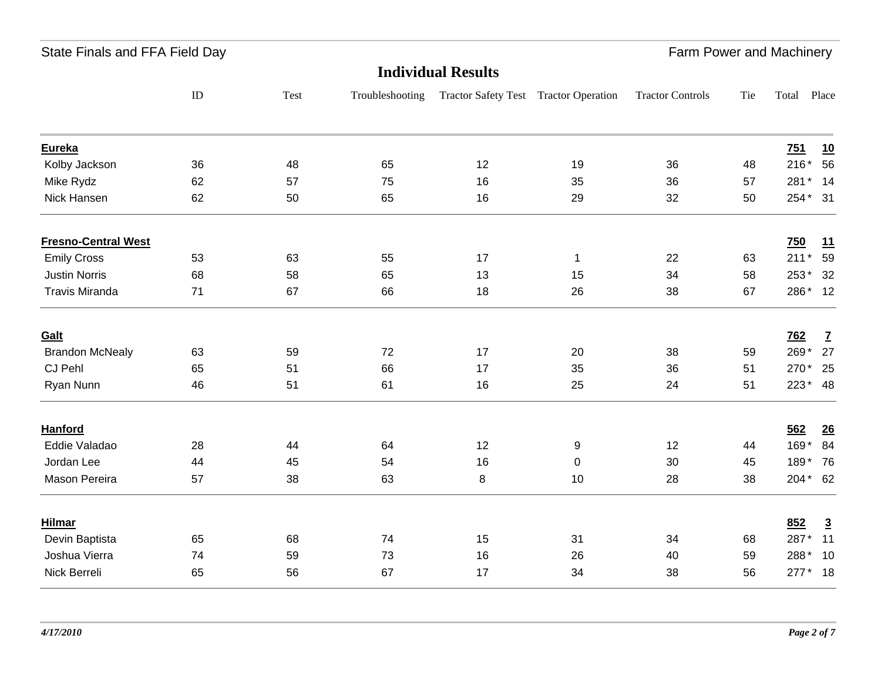## Individual Results

| | ID | Test | Troubleshooting | Tractor Safety Test | Tractor Operation | Tractor Controls | Tie | Total | Place |
|---|---|---|---|---|---|---|---|---|---|
| **Eureka** | | | | | | | | **751** | **10** |
| Kolby Jackson | 36 | 48 | 65 | 12 | 19 | 36 | 48 | 216 * | 56 |
| Mike Rydz | 62 | 57 | 75 | 16 | 35 | 36 | 57 | 281 * | 14 |
| Nick Hansen | 62 | 50 | 65 | 16 | 29 | 32 | 50 | 254 * | 31 |
| **Fresno-Central West** | | | | | | | | **750** | **11** |
| Emily Cross | 53 | 63 | 55 | 17 | 1 | 22 | 63 | 211 * | 59 |
| Justin Norris | 68 | 58 | 65 | 13 | 15 | 34 | 58 | 253 * | 32 |
| Travis Miranda | 71 | 67 | 66 | 18 | 26 | 38 | 67 | 286 * | 12 |
| **Galt** | | | | | | | | **762** | **7** |
| Brandon McNealy | 63 | 59 | 72 | 17 | 20 | 38 | 59 | 269 * | 27 |
| CJ Pehl | 65 | 51 | 66 | 17 | 35 | 36 | 51 | 270 * | 25 |
| Ryan Nunn | 46 | 51 | 61 | 16 | 25 | 24 | 51 | 223 * | 48 |
| **Hanford** | | | | | | | | **562** | **26** |
| Eddie Valadao | 28 | 44 | 64 | 12 | 9 | 12 | 44 | 169 * | 84 |
| Jordan Lee | 44 | 45 | 54 | 16 | 0 | 30 | 45 | 189 * | 76 |
| Mason Pereira | 57 | 38 | 63 | 8 | 10 | 28 | 38 | 204 * | 62 |
| **Hilmar** | | | | | | | | **852** | **3** |
| Devin Baptista | 65 | 68 | 74 | 15 | 31 | 34 | 68 | 287 * | 11 |
| Joshua Vierra | 74 | 59 | 73 | 16 | 26 | 40 | 59 | 288 * | 10 |
| Nick Berreli | 65 | 56 | 67 | 17 | 34 | 38 | 56 | 277 * | 18 |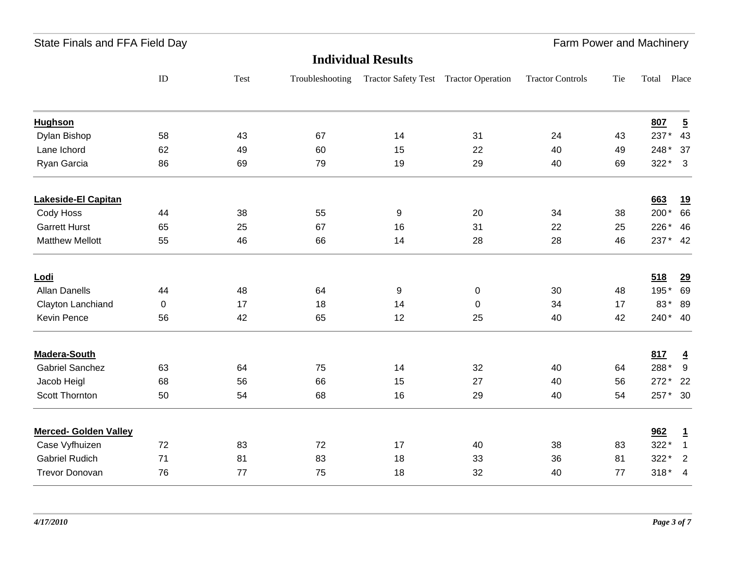State Finals and FFA Field Day — Farm Power and Machinery

## Individual Results

| | ID | Test | Troubleshooting | Tractor Safety Test | Tractor Operation | Tractor Controls | Tie | Total | Place |
|---|---|---|---|---|---|---|---|---|---|
| **Hughson** | | | | | | | | **807** | **5** |
| Dylan Bishop | 58 | 43 | 67 | 14 | 31 | 24 | 43 | 237 * | 43 |
| Lane Ichord | 62 | 49 | 60 | 15 | 22 | 40 | 49 | 248 * | 37 |
| Ryan Garcia | 86 | 69 | 79 | 19 | 29 | 40 | 69 | 322 * | 3 |
| **Lakeside-El Capitan** | | | | | | | | **663** | **19** |
| Cody Hoss | 44 | 38 | 55 | 9 | 20 | 34 | 38 | 200 * | 66 |
| Garrett Hurst | 65 | 25 | 67 | 16 | 31 | 22 | 25 | 226 * | 46 |
| Matthew Mellott | 55 | 46 | 66 | 14 | 28 | 28 | 46 | 237 * | 42 |
| **Lodi** | | | | | | | | **518** | **29** |
| Allan Danells | 44 | 48 | 64 | 9 | 0 | 30 | 48 | 195 * | 69 |
| Clayton Lanchiand | 0 | 17 | 18 | 14 | 0 | 34 | 17 | 83 * | 89 |
| Kevin Pence | 56 | 42 | 65 | 12 | 25 | 40 | 42 | 240 * | 40 |
| **Madera-South** | | | | | | | | **817** | **4** |
| Gabriel Sanchez | 63 | 64 | 75 | 14 | 32 | 40 | 64 | 288 * | 9 |
| Jacob Heigl | 68 | 56 | 66 | 15 | 27 | 40 | 56 | 272 * | 22 |
| Scott Thornton | 50 | 54 | 68 | 16 | 29 | 40 | 54 | 257 * | 30 |
| **Merced- Golden Valley** | | | | | | | | **962** | **1** |
| Case Vyfhuizen | 72 | 83 | 72 | 17 | 40 | 38 | 83 | 322 * | 1 |
| Gabriel Rudich | 71 | 81 | 83 | 18 | 33 | 36 | 81 | 322 * | 2 |
| Trevor Donovan | 76 | 77 | 75 | 18 | 32 | 40 | 77 | 318 * | 4 |

*4/17/2010*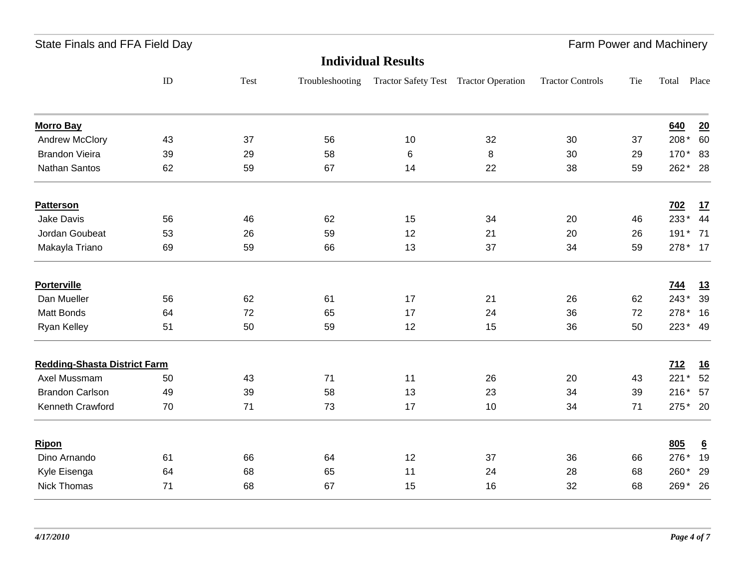## Individual Results

| | ID | Test | Troubleshooting | Tractor Safety Test | Tractor Operation | Tractor Controls | Tie | Total | Place |
|---|---|---|---|---|---|---|---|---|---|
| **Morro Bay** | | | | | | | | **640** | **20** |
| Andrew McClory | 43 | 37 | 56 | 10 | 32 | 30 | 37 | 208* | 60 |
| Brandon Vieira | 39 | 29 | 58 | 6 | 8 | 30 | 29 | 170* | 83 |
| Nathan Santos | 62 | 59 | 67 | 14 | 22 | 38 | 59 | 262* | 28 |
| **Patterson** | | | | | | | | **702** | **17** |
| Jake Davis | 56 | 46 | 62 | 15 | 34 | 20 | 46 | 233* | 44 |
| Jordan Goubeat | 53 | 26 | 59 | 12 | 21 | 20 | 26 | 191* | 71 |
| Makayla Triano | 69 | 59 | 66 | 13 | 37 | 34 | 59 | 278* | 17 |
| **Porterville** | | | | | | | | **744** | **13** |
| Dan Mueller | 56 | 62 | 61 | 17 | 21 | 26 | 62 | 243* | 39 |
| Matt Bonds | 64 | 72 | 65 | 17 | 24 | 36 | 72 | 278* | 16 |
| Ryan Kelley | 51 | 50 | 59 | 12 | 15 | 36 | 50 | 223* | 49 |
| **Redding-Shasta District Farm** | | | | | | | | **712** | **16** |
| Axel Mussmam | 50 | 43 | 71 | 11 | 26 | 20 | 43 | 221* | 52 |
| Brandon Carlson | 49 | 39 | 58 | 13 | 23 | 34 | 39 | 216* | 57 |
| Kenneth Crawford | 70 | 71 | 73 | 17 | 10 | 34 | 71 | 275* | 20 |
| **Ripon** | | | | | | | | **805** | **6** |
| Dino Arnando | 61 | 66 | 64 | 12 | 37 | 36 | 66 | 276* | 19 |
| Kyle Eisenga | 64 | 68 | 65 | 11 | 24 | 28 | 68 | 260* | 29 |
| Nick Thomas | 71 | 68 | 67 | 15 | 16 | 32 | 68 | 269* | 26 |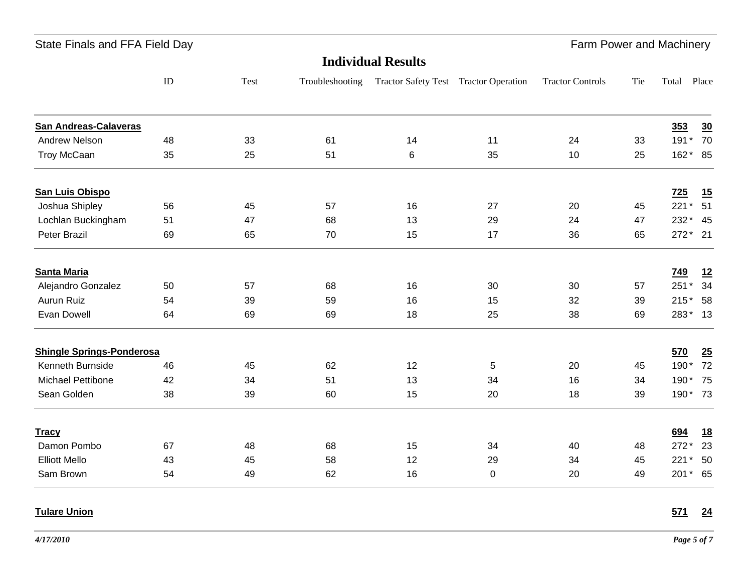## Individual Results

| | ID | Test | Troubleshooting | Tractor Safety Test | Tractor Operation | Tractor Controls | Tie | Total | Place |
|---|---|---|---|---|---|---|---|---|---|
| **San Andreas-Calaveras** | | | | | | | | **353** | **30** |
| Andrew Nelson | 48 | 33 | 61 | 14 | 11 | 24 | 33 | 191 * | 70 |
| Troy McCaan | 35 | 25 | 51 | 6 | 35 | 10 | 25 | 162 * | 85 |
| **San Luis Obispo** | | | | | | | | **725** | **15** |
| Joshua Shipley | 56 | 45 | 57 | 16 | 27 | 20 | 45 | 221 * | 51 |
| Lochlan Buckingham | 51 | 47 | 68 | 13 | 29 | 24 | 47 | 232 * | 45 |
| Peter Brazil | 69 | 65 | 70 | 15 | 17 | 36 | 65 | 272 * | 21 |
| **Santa Maria** | | | | | | | | **749** | **12** |
| Alejandro Gonzalez | 50 | 57 | 68 | 16 | 30 | 30 | 57 | 251 * | 34 |
| Aurun Ruiz | 54 | 39 | 59 | 16 | 15 | 32 | 39 | 215 * | 58 |
| Evan Dowell | 64 | 69 | 69 | 18 | 25 | 38 | 69 | 283 * | 13 |
| **Shingle Springs-Ponderosa** | | | | | | | | **570** | **25** |
| Kenneth Burnside | 46 | 45 | 62 | 12 | 5 | 20 | 45 | 190 * | 72 |
| Michael Pettibone | 42 | 34 | 51 | 13 | 34 | 16 | 34 | 190 * | 75 |
| Sean Golden | 38 | 39 | 60 | 15 | 20 | 18 | 39 | 190 * | 73 |
| **Tracy** | | | | | | | | **694** | **18** |
| Damon Pombo | 67 | 48 | 68 | 15 | 34 | 40 | 48 | 272 * | 23 |
| Elliott Mello | 43 | 45 | 58 | 12 | 29 | 34 | 45 | 221 * | 50 |
| Sam Brown | 54 | 49 | 62 | 16 | 0 | 20 | 49 | 201 * | 65 |
| **Tulare Union** | | | | | | | | **571** | **24** |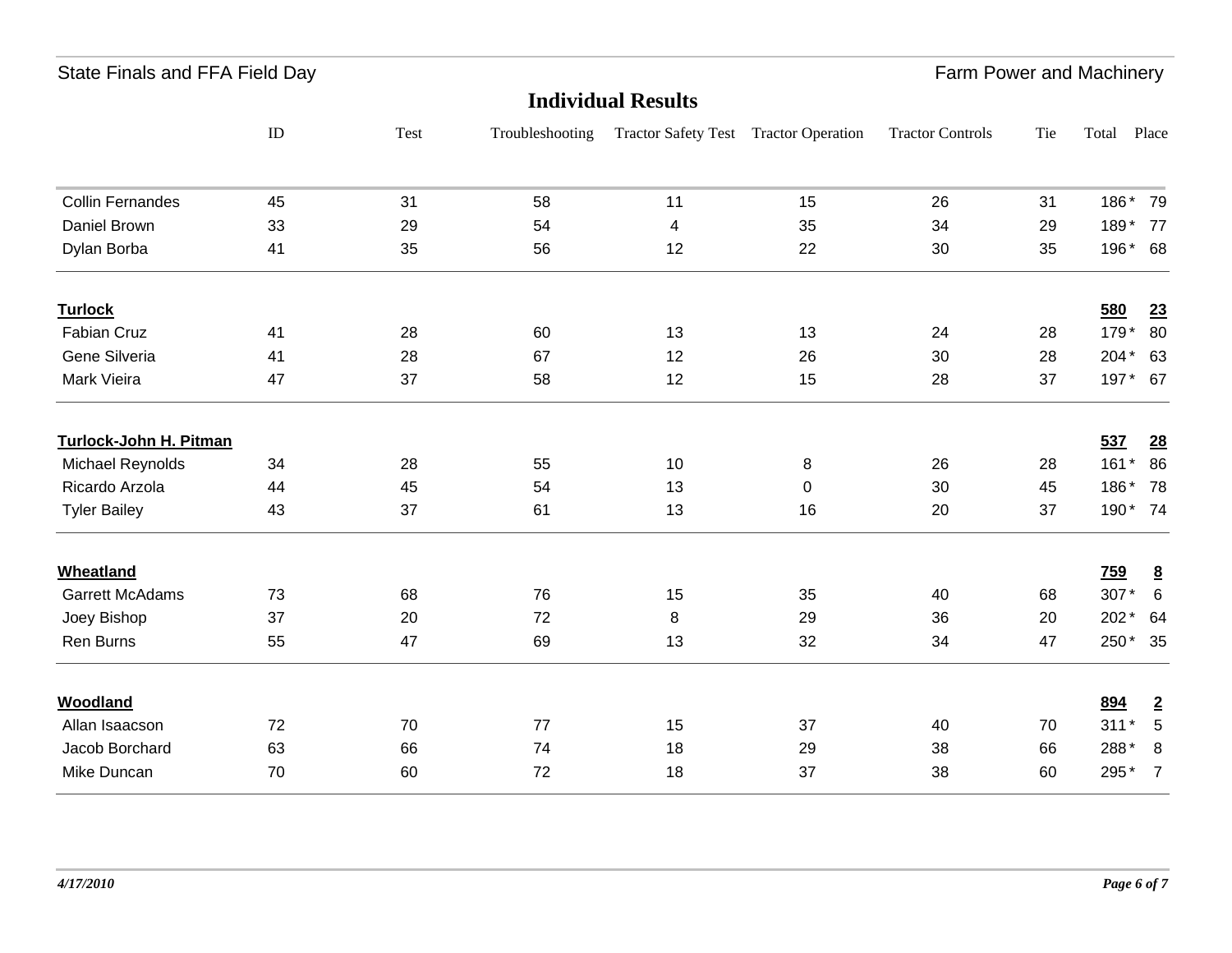## Individual Results

| | ID | Test | Troubleshooting | Tractor Safety Test | Tractor Operation | Tractor Controls | Tie | Total | Place |
|---|---|---|---|---|---|---|---|---|---|
| Collin Fernandes | 45 | 31 | 58 | 11 | 15 | 26 | 31 | 186 * | 79 |
| Daniel Brown | 33 | 29 | 54 | 4 | 35 | 34 | 29 | 189 * | 77 |
| Dylan Borba | 41 | 35 | 56 | 12 | 22 | 30 | 35 | 196 * | 68 |
| **Turlock** | | | | | | | | **580** | **23** |
| Fabian Cruz | 41 | 28 | 60 | 13 | 13 | 24 | 28 | 179 * | 80 |
| Gene Silveria | 41 | 28 | 67 | 12 | 26 | 30 | 28 | 204 * | 63 |
| Mark Vieira | 47 | 37 | 58 | 12 | 15 | 28 | 37 | 197 * | 67 |
| **Turlock-John H. Pitman** | | | | | | | | **537** | **28** |
| Michael Reynolds | 34 | 28 | 55 | 10 | 8 | 26 | 28 | 161 * | 86 |
| Ricardo Arzola | 44 | 45 | 54 | 13 | 0 | 30 | 45 | 186 * | 78 |
| Tyler Bailey | 43 | 37 | 61 | 13 | 16 | 20 | 37 | 190 * | 74 |
| **Wheatland** | | | | | | | | **759** | **8** |
| Garrett McAdams | 73 | 68 | 76 | 15 | 35 | 40 | 68 | 307 * | 6 |
| Joey Bishop | 37 | 20 | 72 | 8 | 29 | 36 | 20 | 202 * | 64 |
| Ren Burns | 55 | 47 | 69 | 13 | 32 | 34 | 47 | 250 * | 35 |
| **Woodland** | | | | | | | | **894** | **2** |
| Allan Isaacson | 72 | 70 | 77 | 15 | 37 | 40 | 70 | 311 * | 5 |
| Jacob Borchard | 63 | 66 | 74 | 18 | 29 | 38 | 66 | 288 * | 8 |
| Mike Duncan | 70 | 60 | 72 | 18 | 37 | 38 | 60 | 295 * | 7 |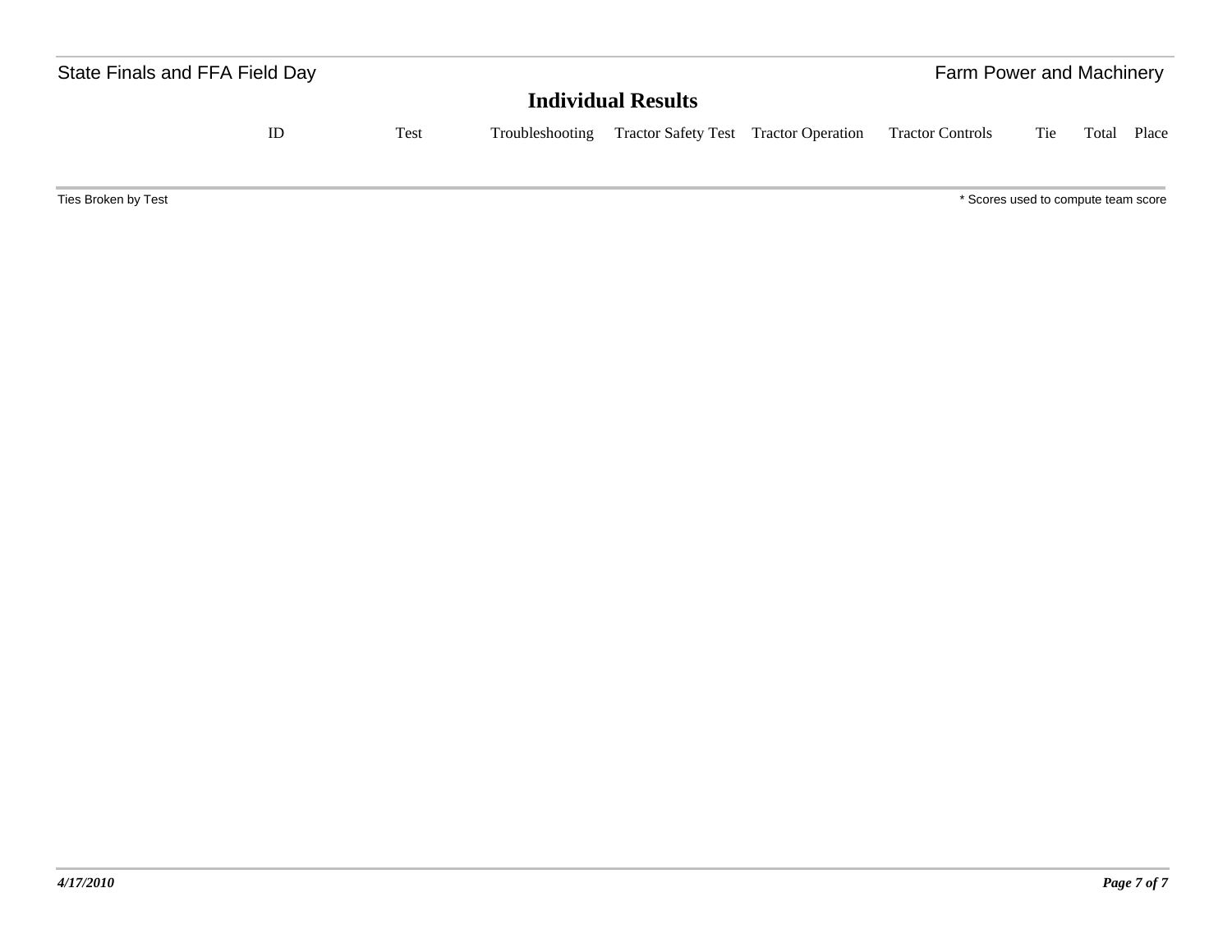## Individual Results

| ID | Test | Troubleshooting | Tractor Safety Test | Tractor Operation | Tractor Controls | Tie | Total | Place |
|---|---|---|---|---|---|---|---|---|

Ties Broken by Test

* Scores used to compute team score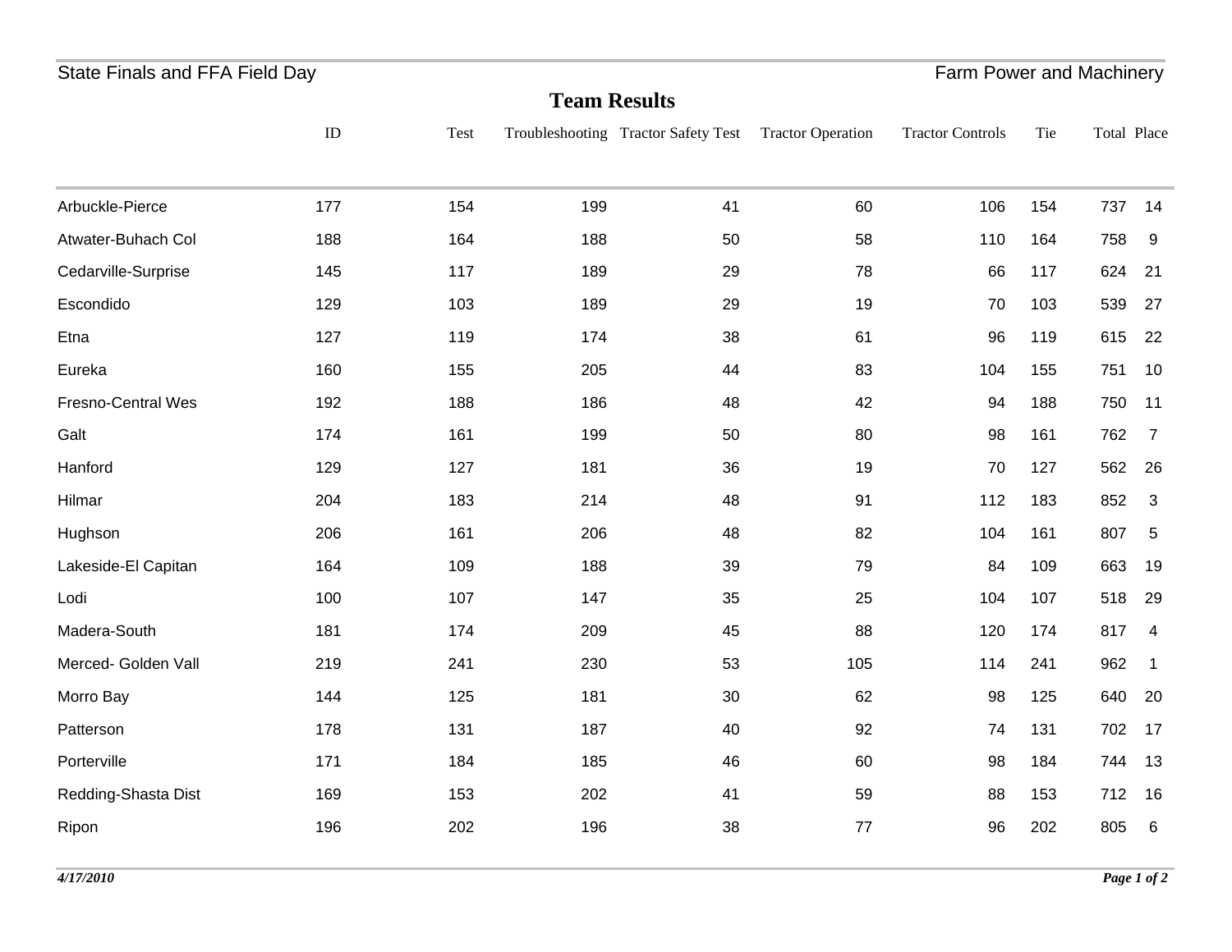State Finals and FFA Field Day — Farm Power and Machinery

## Team Results

| | ID | Test | Troubleshooting | Tractor Safety Test | Tractor Operation | Tractor Controls | Tie | Total | Place |
|---|---|---|---|---|---|---|---|---|---|
| Arbuckle-Pierce | 177 | 154 | 199 | 41 | 60 | 106 | 154 | 737 | 14 |
| Atwater-Buhach Col | 188 | 164 | 188 | 50 | 58 | 110 | 164 | 758 | 9 |
| Cedarville-Surprise | 145 | 117 | 189 | 29 | 78 | 66 | 117 | 624 | 21 |
| Escondido | 129 | 103 | 189 | 29 | 19 | 70 | 103 | 539 | 27 |
| Etna | 127 | 119 | 174 | 38 | 61 | 96 | 119 | 615 | 22 |
| Eureka | 160 | 155 | 205 | 44 | 83 | 104 | 155 | 751 | 10 |
| Fresno-Central Wes | 192 | 188 | 186 | 48 | 42 | 94 | 188 | 750 | 11 |
| Galt | 174 | 161 | 199 | 50 | 80 | 98 | 161 | 762 | 7 |
| Hanford | 129 | 127 | 181 | 36 | 19 | 70 | 127 | 562 | 26 |
| Hilmar | 204 | 183 | 214 | 48 | 91 | 112 | 183 | 852 | 3 |
| Hughson | 206 | 161 | 206 | 48 | 82 | 104 | 161 | 807 | 5 |
| Lakeside-El Capitan | 164 | 109 | 188 | 39 | 79 | 84 | 109 | 663 | 19 |
| Lodi | 100 | 107 | 147 | 35 | 25 | 104 | 107 | 518 | 29 |
| Madera-South | 181 | 174 | 209 | 45 | 88 | 120 | 174 | 817 | 4 |
| Merced- Golden Vall | 219 | 241 | 230 | 53 | 105 | 114 | 241 | 962 | 1 |
| Morro Bay | 144 | 125 | 181 | 30 | 62 | 98 | 125 | 640 | 20 |
| Patterson | 178 | 131 | 187 | 40 | 92 | 74 | 131 | 702 | 17 |
| Porterville | 171 | 184 | 185 | 46 | 60 | 98 | 184 | 744 | 13 |
| Redding-Shasta Dist | 169 | 153 | 202 | 41 | 59 | 88 | 153 | 712 | 16 |
| Ripon | 196 | 202 | 196 | 38 | 77 | 96 | 202 | 805 | 6 |

*4/17/2010*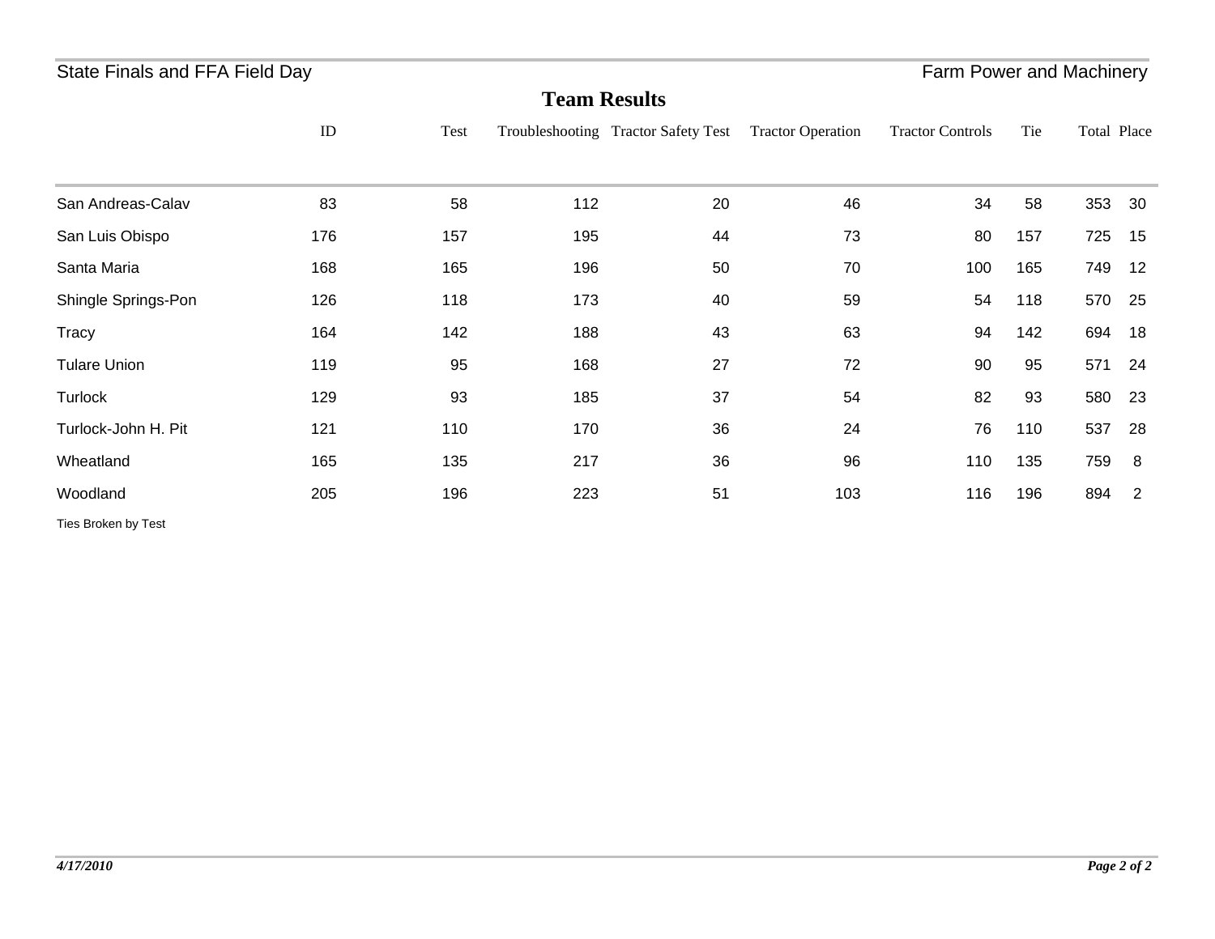## Team Results

| | ID | Test | Troubleshooting | Tractor Safety Test | Tractor Operation | Tractor Controls | Tie | Total | Place |
|---|---|---|---|---|---|---|---|---|---|
| San Andreas-Calav | 83 | 58 | 112 | 20 | 46 | 34 | 58 | 353 | 30 |
| San Luis Obispo | 176 | 157 | 195 | 44 | 73 | 80 | 157 | 725 | 15 |
| Santa Maria | 168 | 165 | 196 | 50 | 70 | 100 | 165 | 749 | 12 |
| Shingle Springs-Pon | 126 | 118 | 173 | 40 | 59 | 54 | 118 | 570 | 25 |
| Tracy | 164 | 142 | 188 | 43 | 63 | 94 | 142 | 694 | 18 |
| Tulare Union | 119 | 95 | 168 | 27 | 72 | 90 | 95 | 571 | 24 |
| Turlock | 129 | 93 | 185 | 37 | 54 | 82 | 93 | 580 | 23 |
| Turlock-John H. Pit | 121 | 110 | 170 | 36 | 24 | 76 | 110 | 537 | 28 |
| Wheatland | 165 | 135 | 217 | 36 | 96 | 110 | 135 | 759 | 8 |
| Woodland | 205 | 196 | 223 | 51 | 103 | 116 | 196 | 894 | 2 |

Ties Broken by Test